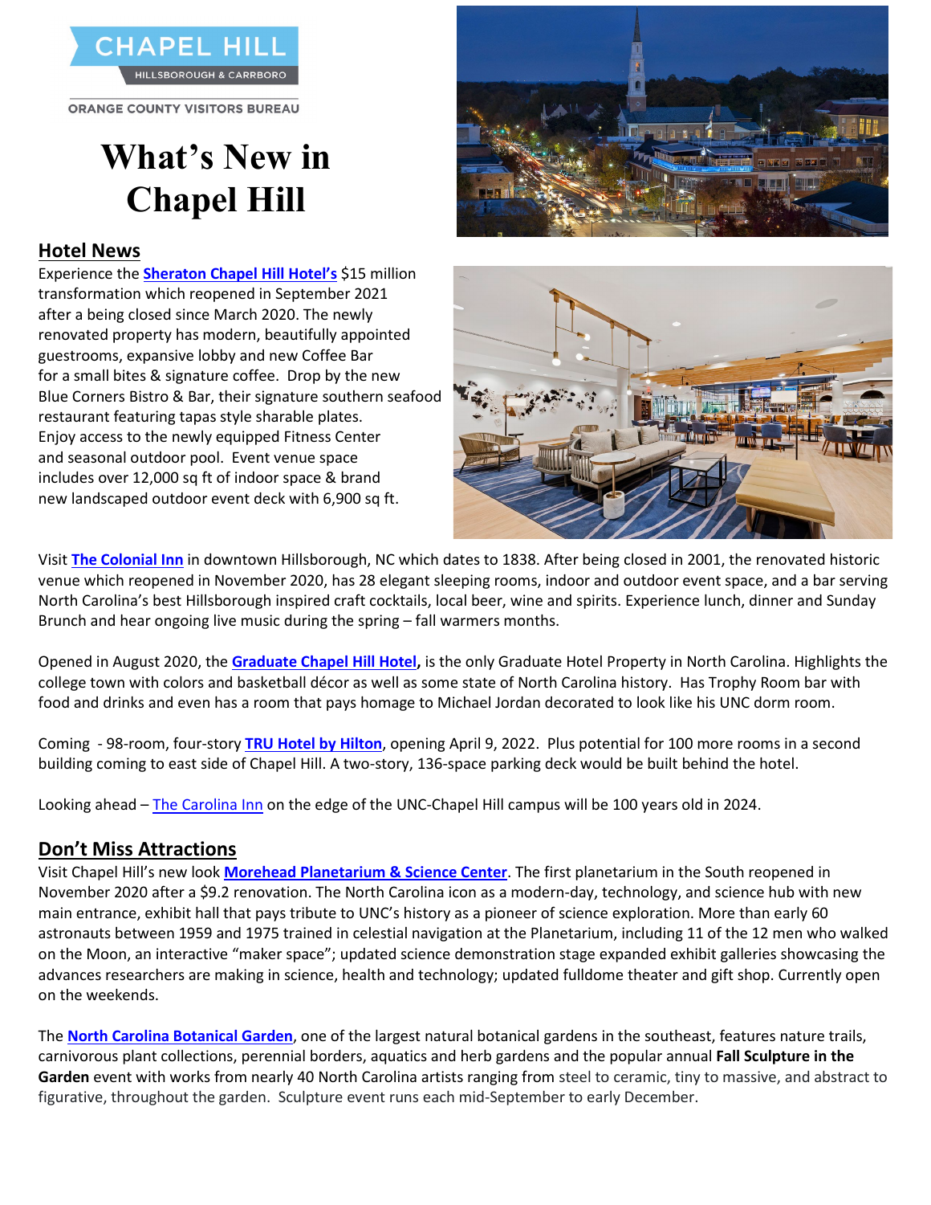CHAPEL HILL

HILLSBOROUGH & CARRBORO

ORANGE COUNTY VISITORS BUREAU

# What's New in Chapel Hill

## Hotel News

Experience the **Sheraton Chapel Hill Hotel's** $15 million transformation which reopened in September 2021 after a being closed since March 2020. The newly renovated property has modern, beautifully appointed guestrooms, expansive lobby and new Coffee Bar for a small bites & signature coffee. Drop by the new Blue Corners Bistro & Bar, their signature southern seafood restaurant featuring tapas style sharable plates. Enjoy access to the newly equipped Fitness Center and seasonal outdoor pool. Event venue space includes over 12,000 sq ft of indoor space & brand new landscaped outdoor event deck with 6,900 sq ft.

Visit **The Colonial Inn** in downtown Hillsborough, NC which dates to 1838. After being closed in 2001, the renovated historic venue which reopened in November 2020, has 28 elegant sleeping rooms, indoor and outdoor event space, and a bar serving North Carolina's best Hillsborough inspired craft cocktails, local beer, wine and spirits. Experience lunch, dinner and Sunday Brunch and hear ongoing live music during the spring – fall warmers months.

Opened in August 2020, the **Graduate Chapel Hill Hotel,** is the only Graduate Hotel Property in North Carolina. Highlights the college town with colors and basketball décor as well as some state of North Carolina history. Has Trophy Room bar with food and drinks and even has a room that pays homage to Michael Jordan decorated to look like his UNC dorm room.

Coming - 98-room, four-story **TRU Hotel by Hilton**, opening April 9, 2022. Plus potential for 100 more rooms in a second building coming to east side of Chapel Hill. A two-story, 136-space parking deck would be built behind the hotel.

Looking ahead – The Carolina Inn on the edge of the UNC-Chapel Hill campus will be 100 years old in 2024.

## Don't Miss Attractions

Visit Chapel Hill's new look **Morehead Planetarium & Science Center**. The first planetarium in the South reopened in November 2020 after a $9.2 renovation. The North Carolina icon as a modern-day, technology, and science hub with new main entrance, exhibit hall that pays tribute to UNC's history as a pioneer of science exploration. More than early 60 astronauts between 1959 and 1975 trained in celestial navigation at the Planetarium, including 11 of the 12 men who walked on the Moon, an interactive "maker space"; updated science demonstration stage expanded exhibit galleries showcasing the advances researchers are making in science, health and technology; updated fulldome theater and gift shop. Currently open on the weekends.

The **North Carolina Botanical Garden**, one of the largest natural botanical gardens in the southeast, features nature trails, carnivorous plant collections, perennial borders, aquatics and herb gardens and the popular annual **Fall Sculpture in the Garden** event with works from nearly 40 North Carolina artists ranging from steel to ceramic, tiny to massive, and abstract to figurative, throughout the garden. Sculpture event runs each mid-September to early December.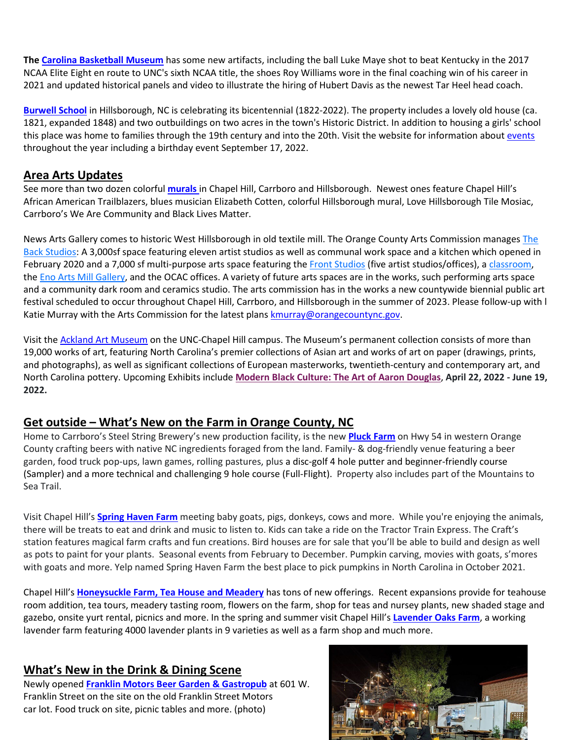**The Carolina Basketball Museum** has some new artifacts, including the ball Luke Maye shot to beat Kentucky in the 2017 NCAA Elite Eight en route to UNC's sixth NCAA title, the shoes Roy Williams wore in the final coaching win of his career in 2021 and updated historical panels and video to illustrate the hiring of Hubert Davis as the newest Tar Heel head coach.

**Burwell School** in Hillsborough, NC is celebrating its bicentennial (1822-2022). The property includes a lovely old house (ca. 1821, expanded 1848) and two outbuildings on two acres in the town's Historic District. In addition to housing a girls' school this place was home to families through the 19th century and into the 20th. Visit the website for information about events throughout the year including a birthday event September 17, 2022.

## Area Arts Updates

See more than two dozen colorful **murals** in Chapel Hill, Carrboro and Hillsborough. Newest ones feature Chapel Hill's African American Trailblazers, blues musician Elizabeth Cotten, colorful Hillsborough mural, Love Hillsborough Tile Mosiac, Carrboro's We Are Community and Black Lives Matter.

News Arts Gallery comes to historic West Hillsborough in old textile mill. The Orange County Arts Commission manages The Back Studios: A 3,000sf space featuring eleven artist studios as well as communal work space and a kitchen which opened in February 2020 and a 7,000 sf multi-purpose arts space featuring the Front Studios (five artist studios/offices), a classroom, the Eno Arts Mill Gallery, and the OCAC offices. A variety of future arts spaces are in the works, such performing arts space and a community dark room and ceramics studio. The arts commission has in the works a new countywide biennial public art festival scheduled to occur throughout Chapel Hill, Carrboro, and Hillsborough in the summer of 2023. Please follow-up with l Katie Murray with the Arts Commission for the latest plans kmurray@orangecountync.gov.

Visit the Ackland Art Museum on the UNC-Chapel Hill campus. The Museum's permanent collection consists of more than 19,000 works of art, featuring North Carolina's premier collections of Asian art and works of art on paper (drawings, prints, and photographs), as well as significant collections of European masterworks, twentieth-century and contemporary art, and North Carolina pottery. Upcoming Exhibits include **Modern Black Culture: The Art of Aaron Douglas**, **April 22, 2022 - June 19, 2022.**

## Get outside – What's New on the Farm in Orange County, NC

Home to Carrboro's Steel String Brewery's new production facility, is the new **Pluck Farm** on Hwy 54 in western Orange County crafting beers with native NC ingredients foraged from the land. Family- & dog-friendly venue featuring a beer garden, food truck pop-ups, lawn games, rolling pastures, plus a disc-golf 4 hole putter and beginner-friendly course (Sampler) and a more technical and challenging 9 hole course (Full-Flight). Property also includes part of the Mountains to Sea Trail.

Visit Chapel Hill's **Spring Haven Farm** meeting baby goats, pigs, donkeys, cows and more. While you're enjoying the animals, there will be treats to eat and drink and music to listen to. Kids can take a ride on the Tractor Train Express. The Craft's station features magical farm crafts and fun creations. Bird houses are for sale that you'll be able to build and design as well as pots to paint for your plants. Seasonal events from February to December. Pumpkin carving, movies with goats, s'mores with goats and more. Yelp named Spring Haven Farm the best place to pick pumpkins in North Carolina in October 2021.

Chapel Hill's **Honeysuckle Farm, Tea House and Meadery** has tons of new offerings. Recent expansions provide for teahouse room addition, tea tours, meadery tasting room, flowers on the farm, shop for teas and nursey plants, new shaded stage and gazebo, onsite yurt rental, picnics and more. In the spring and summer visit Chapel Hill's **Lavender Oaks Farm**, a working lavender farm featuring 4000 lavender plants in 9 varieties as well as a farm shop and much more.

## What's New in the Drink & Dining Scene

Newly opened **Franklin Motors Beer Garden & Gastropub** at 601 W. Franklin Street on the site on the old Franklin Street Motors car lot. Food truck on site, picnic tables and more. (photo)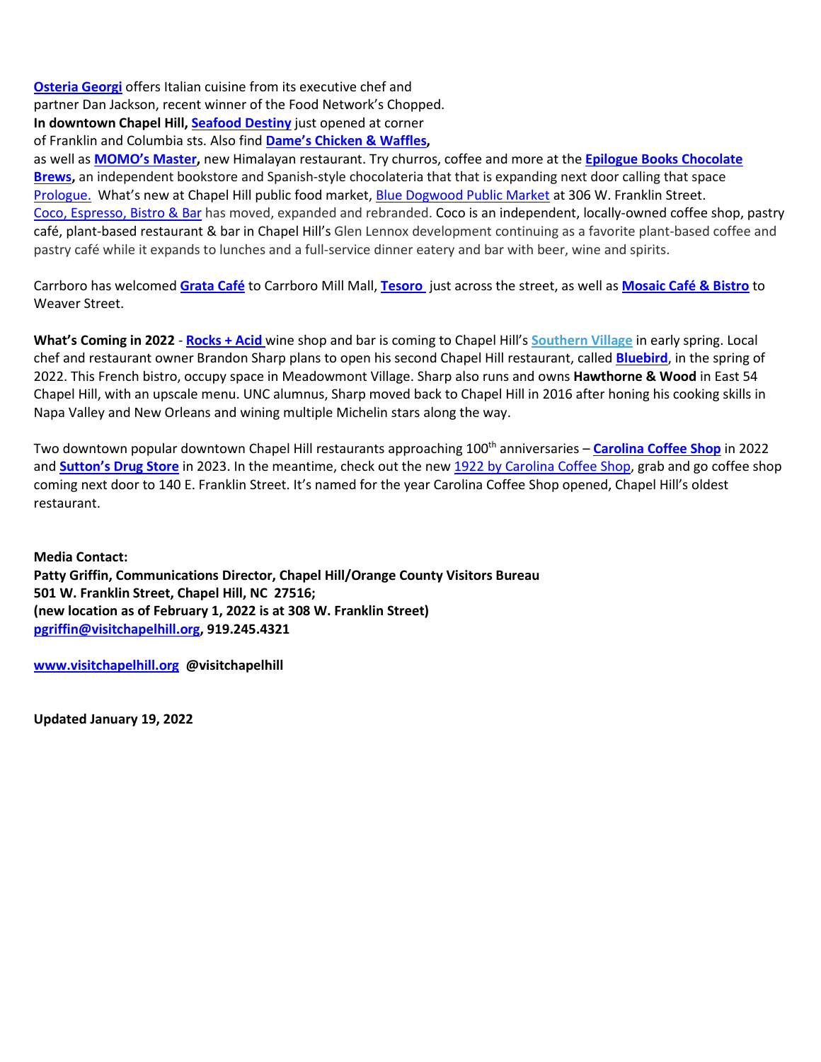**Osteria Georgi** offers Italian cuisine from its executive chef and partner Dan Jackson, recent winner of the Food Network's Chopped.

**In downtown Chapel Hill,** **Seafood Destiny** just opened at corner of Franklin and Columbia sts. Also find **Dame's Chicken & Waffles,** as well as **MOMO's Master,** new Himalayan restaurant. Try churros, coffee and more at the **Epilogue Books Chocolate Brews,** an independent bookstore and Spanish-style chocolateria that that is expanding next door calling that space Prologue. What's new at Chapel Hill public food market, Blue Dogwood Public Market at 306 W. Franklin Street. Coco, Espresso, Bistro & Bar has moved, expanded and rebranded. Coco is an independent, locally-owned coffee shop, pastry café, plant-based restaurant & bar in Chapel Hill's Glen Lennox development continuing as a favorite plant-based coffee and pastry café while it expands to lunches and a full-service dinner eatery and bar with beer, wine and spirits.

Carrboro has welcomed **Grata Café** to Carrboro Mill Mall, **Tesoro** just across the street, as well as **Mosaic Café & Bistro** to Weaver Street.

**What's Coming in 2022** - **Rocks + Acid** wine shop and bar is coming to Chapel Hill's **Southern Village** in early spring. Local chef and restaurant owner Brandon Sharp plans to open his second Chapel Hill restaurant, called **Bluebird**, in the spring of 2022. This French bistro, occupy space in Meadowmont Village. Sharp also runs and owns **Hawthorne & Wood** in East 54 Chapel Hill, with an upscale menu. UNC alumnus, Sharp moved back to Chapel Hill in 2016 after honing his cooking skills in Napa Valley and New Orleans and wining multiple Michelin stars along the way.

Two downtown popular downtown Chapel Hill restaurants approaching 100th anniversaries – **Carolina Coffee Shop** in 2022 and **Sutton's Drug Store** in 2023. In the meantime, check out the new 1922 by Carolina Coffee Shop, grab and go coffee shop coming next door to 140 E. Franklin Street. It's named for the year Carolina Coffee Shop opened, Chapel Hill's oldest restaurant.

**Media Contact:**
**Patty Griffin, Communications Director, Chapel Hill/Orange County Visitors Bureau**
**501 W. Franklin Street, Chapel Hill, NC 27516;**
**(new location as of February 1, 2022 is at 308 W. Franklin Street)**
**pgriffin@visitchapelhill.org, 919.245.4321**

**www.visitchapelhill.org @visitchapelhill**

**Updated January 19, 2022**